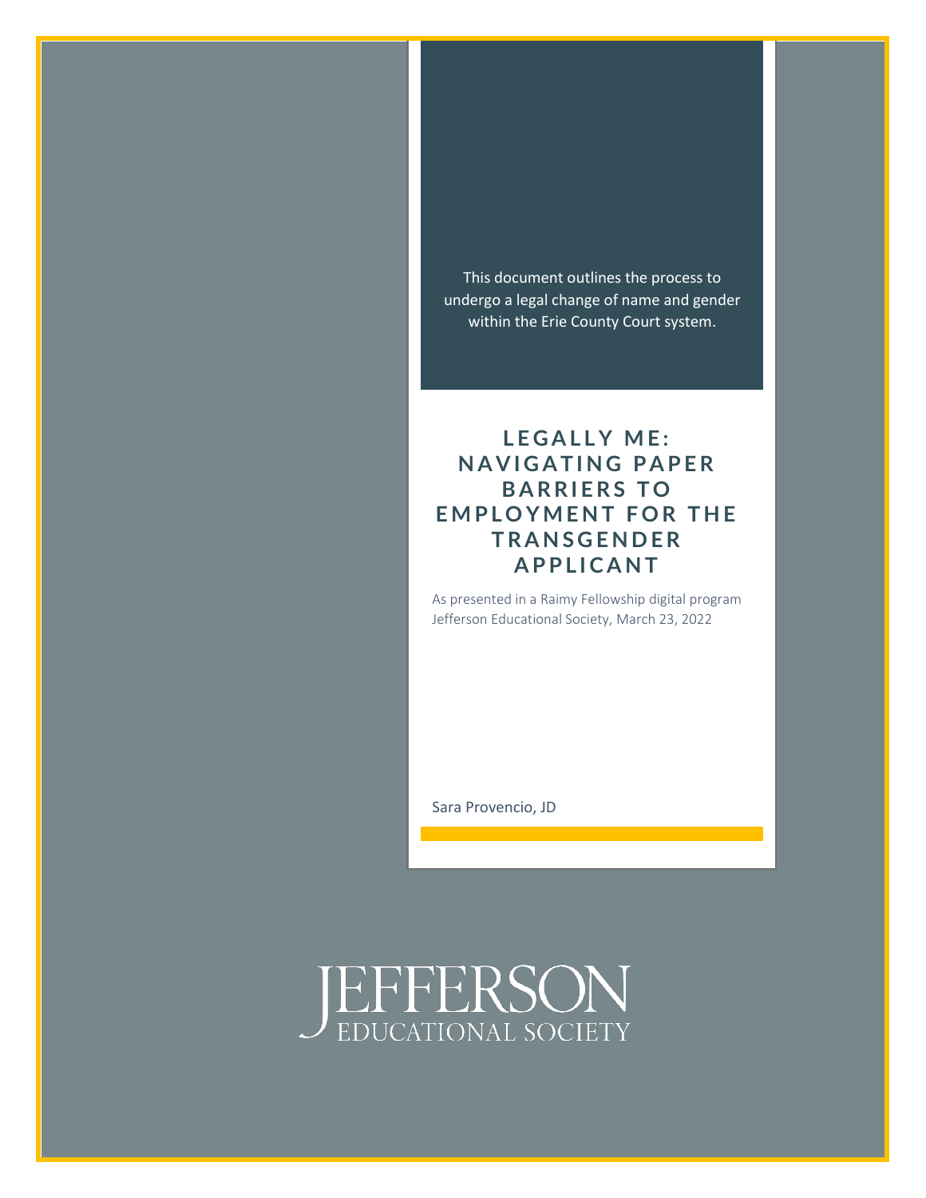This document outlines the process to undergo a legal change of name and gender within the Erie County Court system.

# LEGALLY ME: NAVIGATING PAPER BARRIERS TO EMPLOYMENT FOR THE TRANSGENDER APPLICANT

As presented in a Raimy Fellowship digital program
Jefferson Educational Society, March 23, 2022

Sara Provencio, JD

JEFFERSON
EDUCATIONAL SOCIETY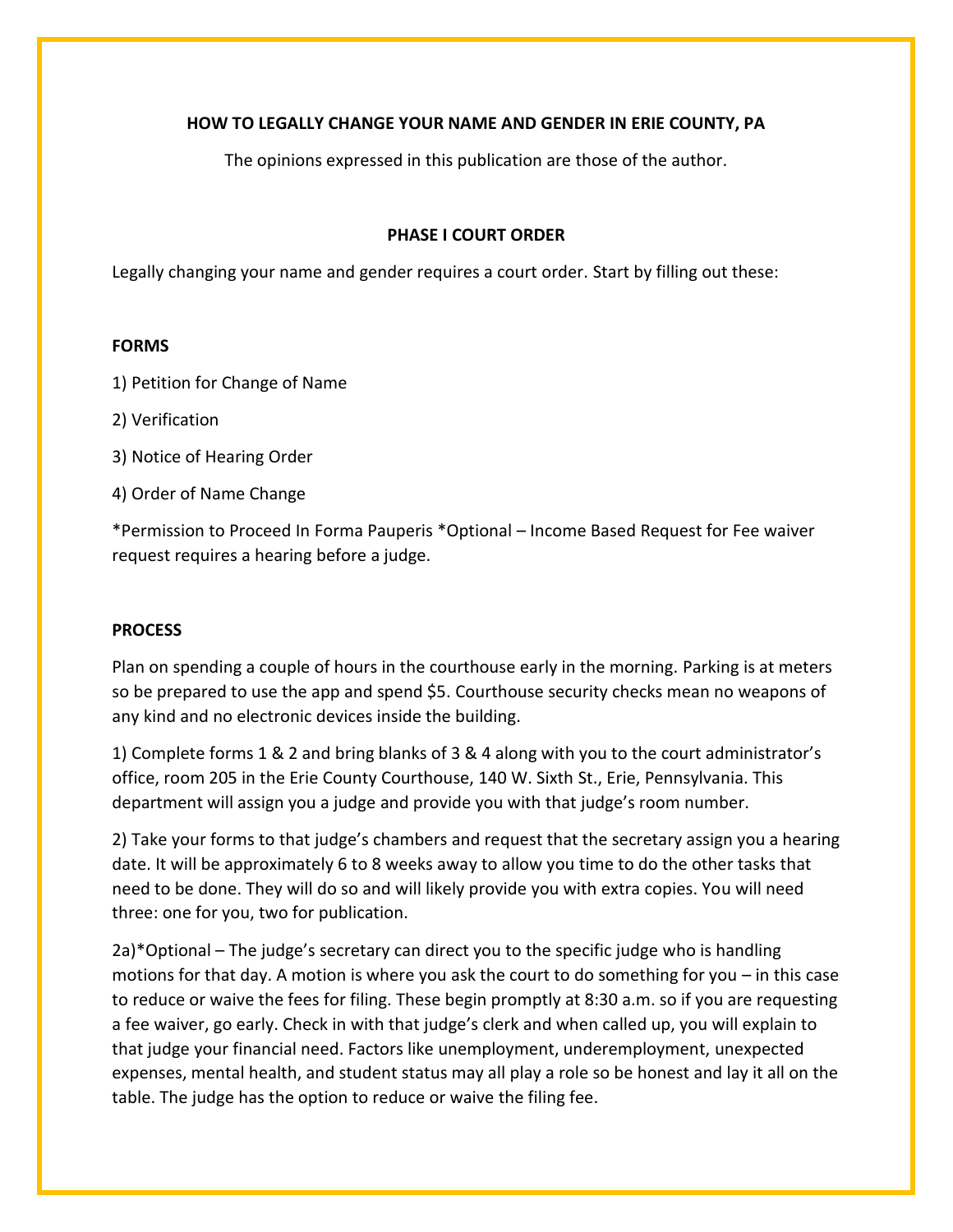# HOW TO LEGALLY CHANGE YOUR NAME AND GENDER IN ERIE COUNTY, PA

The opinions expressed in this publication are those of the author.

## PHASE I COURT ORDER

Legally changing your name and gender requires a court order. Start by filling out these:

### FORMS

1) Petition for Change of Name

2) Verification

3) Notice of Hearing Order

4) Order of Name Change

*Permission to Proceed In Forma Pauperis *Optional – Income Based Request for Fee waiver request requires a hearing before a judge.

### PROCESS

Plan on spending a couple of hours in the courthouse early in the morning. Parking is at meters so be prepared to use the app and spend $5. Courthouse security checks mean no weapons of any kind and no electronic devices inside the building.

1) Complete forms 1 & 2 and bring blanks of 3 & 4 along with you to the court administrator's office, room 205 in the Erie County Courthouse, 140 W. Sixth St., Erie, Pennsylvania. This department will assign you a judge and provide you with that judge's room number.

2) Take your forms to that judge's chambers and request that the secretary assign you a hearing date. It will be approximately 6 to 8 weeks away to allow you time to do the other tasks that need to be done. They will do so and will likely provide you with extra copies. You will need three: one for you, two for publication.

2a)*Optional – The judge's secretary can direct you to the specific judge who is handling motions for that day. A motion is where you ask the court to do something for you – in this case to reduce or waive the fees for filing. These begin promptly at 8:30 a.m. so if you are requesting a fee waiver, go early. Check in with that judge's clerk and when called up, you will explain to that judge your financial need. Factors like unemployment, underemployment, unexpected expenses, mental health, and student status may all play a role so be honest and lay it all on the table. The judge has the option to reduce or waive the filing fee.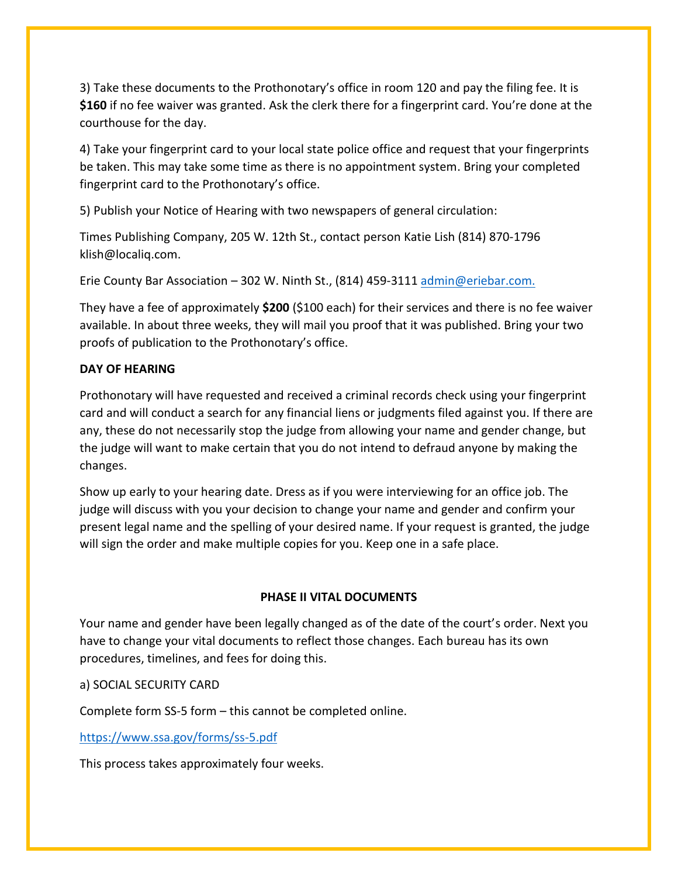3) Take these documents to the Prothonotary's office in room 120 and pay the filing fee. It is **$160** if no fee waiver was granted. Ask the clerk there for a fingerprint card. You're done at the courthouse for the day.

4) Take your fingerprint card to your local state police office and request that your fingerprints be taken. This may take some time as there is no appointment system. Bring your completed fingerprint card to the Prothonotary's office.

5) Publish your Notice of Hearing with two newspapers of general circulation:

Times Publishing Company, 205 W. 12th St., contact person Katie Lish (814) 870-1796 klish@localiq.com.

Erie County Bar Association – 302 W. Ninth St., (814) 459-3111 admin@eriebar.com.

They have a fee of approximately **$200** ($100 each) for their services and there is no fee waiver available. In about three weeks, they will mail you proof that it was published. Bring your two proofs of publication to the Prothonotary's office.

**DAY OF HEARING**

Prothonotary will have requested and received a criminal records check using your fingerprint card and will conduct a search for any financial liens or judgments filed against you. If there are any, these do not necessarily stop the judge from allowing your name and gender change, but the judge will want to make certain that you do not intend to defraud anyone by making the changes.

Show up early to your hearing date. Dress as if you were interviewing for an office job. The judge will discuss with you your decision to change your name and gender and confirm your present legal name and the spelling of your desired name. If your request is granted, the judge will sign the order and make multiple copies for you. Keep one in a safe place.

**PHASE II VITAL DOCUMENTS**

Your name and gender have been legally changed as of the date of the court's order. Next you have to change your vital documents to reflect those changes. Each bureau has its own procedures, timelines, and fees for doing this.

a) SOCIAL SECURITY CARD

Complete form SS-5 form – this cannot be completed online.

https://www.ssa.gov/forms/ss-5.pdf

This process takes approximately four weeks.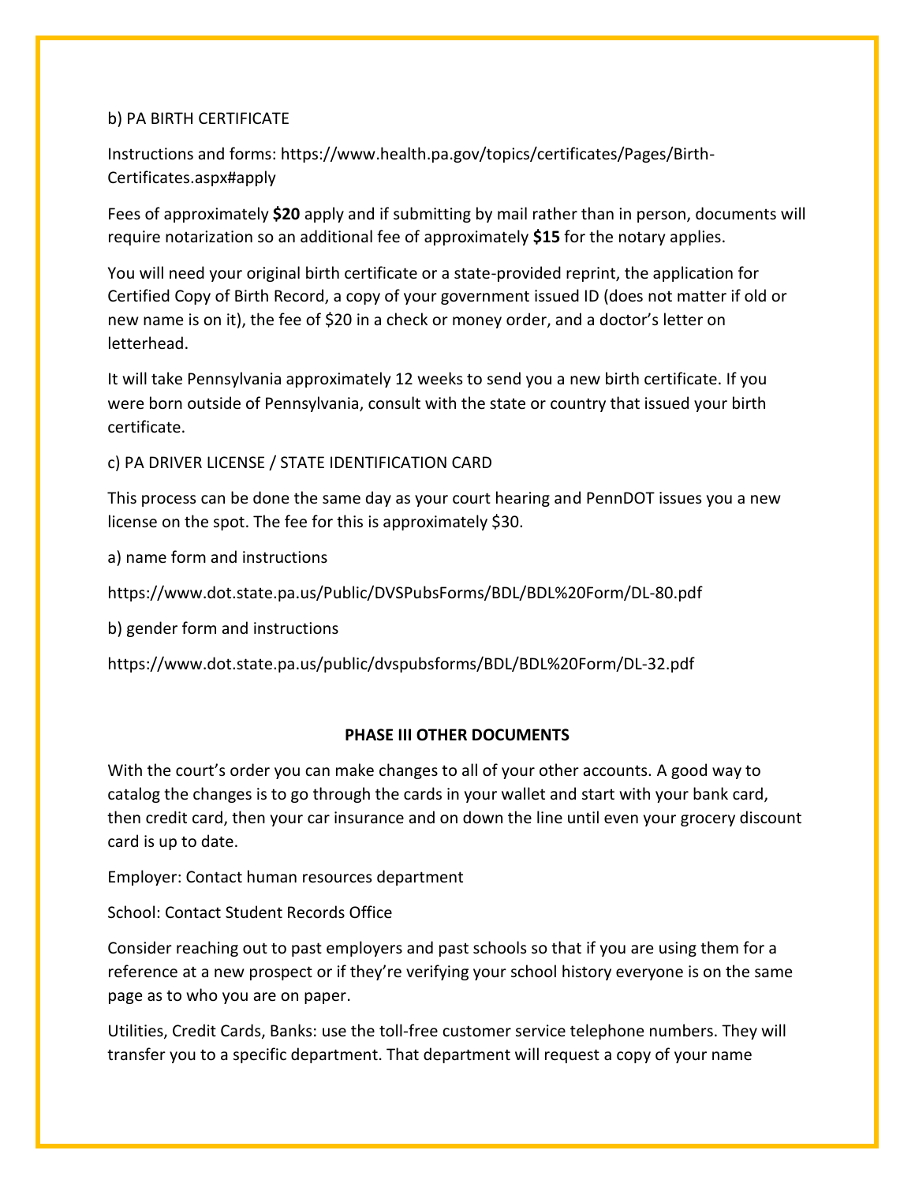b) PA BIRTH CERTIFICATE

Instructions and forms: https://www.health.pa.gov/topics/certificates/Pages/Birth-Certificates.aspx#apply

Fees of approximately **$20** apply and if submitting by mail rather than in person, documents will require notarization so an additional fee of approximately **$15** for the notary applies.

You will need your original birth certificate or a state-provided reprint, the application for Certified Copy of Birth Record, a copy of your government issued ID (does not matter if old or new name is on it), the fee of $20 in a check or money order, and a doctor's letter on letterhead.

It will take Pennsylvania approximately 12 weeks to send you a new birth certificate. If you were born outside of Pennsylvania, consult with the state or country that issued your birth certificate.

c) PA DRIVER LICENSE / STATE IDENTIFICATION CARD

This process can be done the same day as your court hearing and PennDOT issues you a new license on the spot. The fee for this is approximately $30.

a) name form and instructions

https://www.dot.state.pa.us/Public/DVSPubsForms/BDL/BDL%20Form/DL-80.pdf

b) gender form and instructions

https://www.dot.state.pa.us/public/dvspubsforms/BDL/BDL%20Form/DL-32.pdf

## PHASE III OTHER DOCUMENTS

With the court's order you can make changes to all of your other accounts. A good way to catalog the changes is to go through the cards in your wallet and start with your bank card, then credit card, then your car insurance and on down the line until even your grocery discount card is up to date.

Employer: Contact human resources department

School: Contact Student Records Office

Consider reaching out to past employers and past schools so that if you are using them for a reference at a new prospect or if they're verifying your school history everyone is on the same page as to who you are on paper.

Utilities, Credit Cards, Banks: use the toll-free customer service telephone numbers. They will transfer you to a specific department. That department will request a copy of your name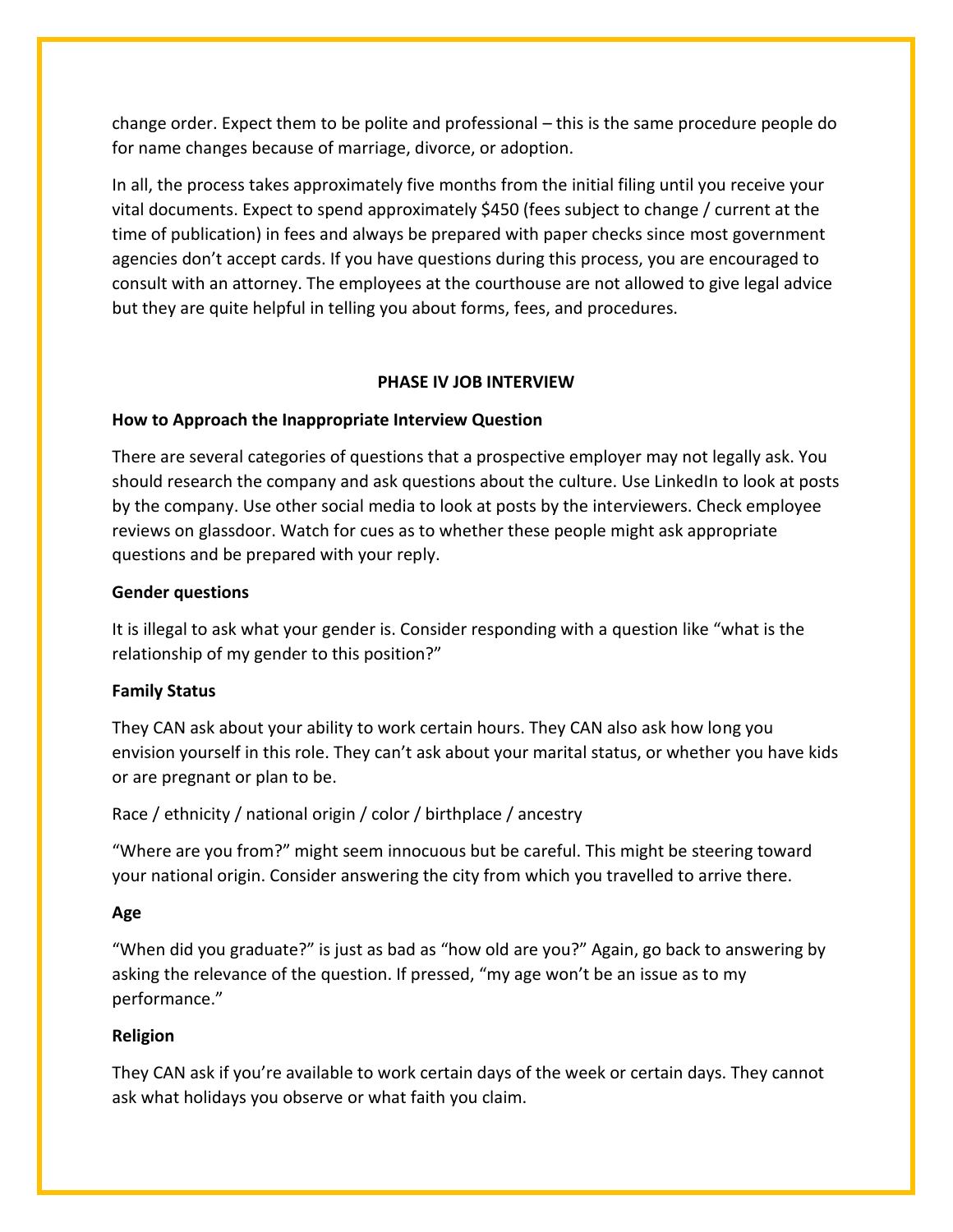change order. Expect them to be polite and professional – this is the same procedure people do for name changes because of marriage, divorce, or adoption.

In all, the process takes approximately five months from the initial filing until you receive your vital documents. Expect to spend approximately $450 (fees subject to change / current at the time of publication) in fees and always be prepared with paper checks since most government agencies don't accept cards. If you have questions during this process, you are encouraged to consult with an attorney. The employees at the courthouse are not allowed to give legal advice but they are quite helpful in telling you about forms, fees, and procedures.

## PHASE IV JOB INTERVIEW

### How to Approach the Inappropriate Interview Question

There are several categories of questions that a prospective employer may not legally ask. You should research the company and ask questions about the culture. Use LinkedIn to look at posts by the company. Use other social media to look at posts by the interviewers. Check employee reviews on glassdoor. Watch for cues as to whether these people might ask appropriate questions and be prepared with your reply.

### Gender questions

It is illegal to ask what your gender is. Consider responding with a question like "what is the relationship of my gender to this position?"

### Family Status

They CAN ask about your ability to work certain hours. They CAN also ask how long you envision yourself in this role. They can't ask about your marital status, or whether you have kids or are pregnant or plan to be.

Race / ethnicity / national origin / color / birthplace / ancestry

"Where are you from?" might seem innocuous but be careful. This might be steering toward your national origin. Consider answering the city from which you travelled to arrive there.

### Age

"When did you graduate?" is just as bad as "how old are you?" Again, go back to answering by asking the relevance of the question. If pressed, "my age won't be an issue as to my performance."

### Religion

They CAN ask if you're available to work certain days of the week or certain days. They cannot ask what holidays you observe or what faith you claim.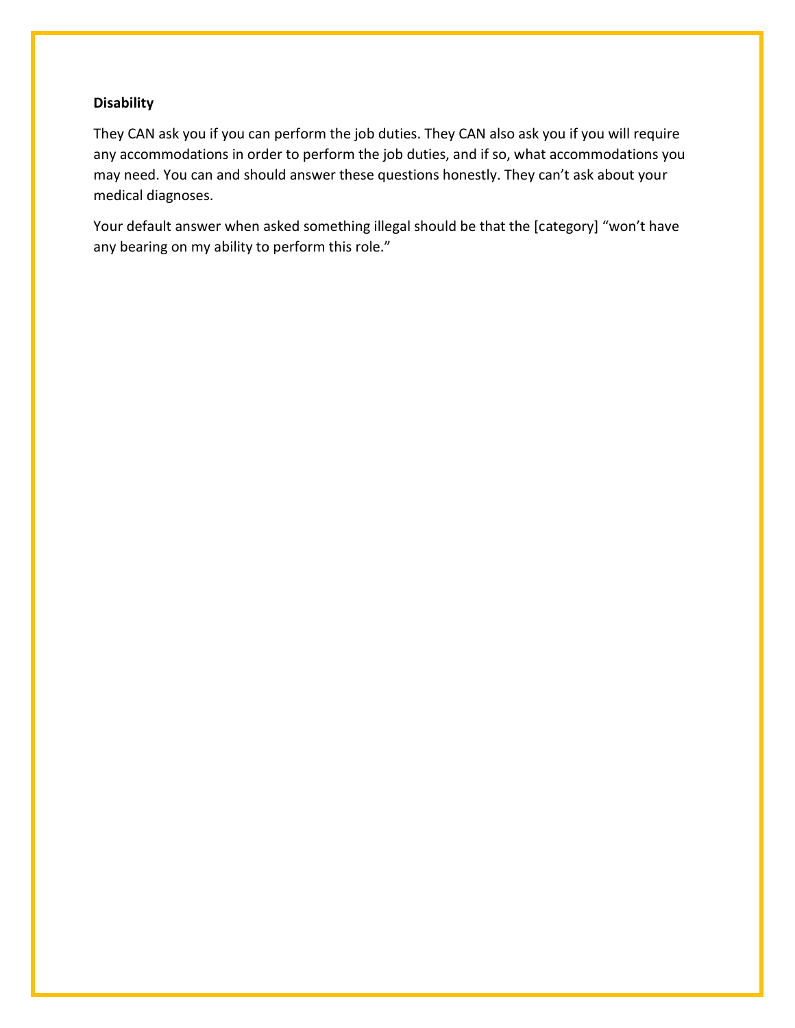**Disability**

They CAN ask you if you can perform the job duties. They CAN also ask you if you will require any accommodations in order to perform the job duties, and if so, what accommodations you may need. You can and should answer these questions honestly. They can't ask about your medical diagnoses.

Your default answer when asked something illegal should be that the [category] "won't have any bearing on my ability to perform this role."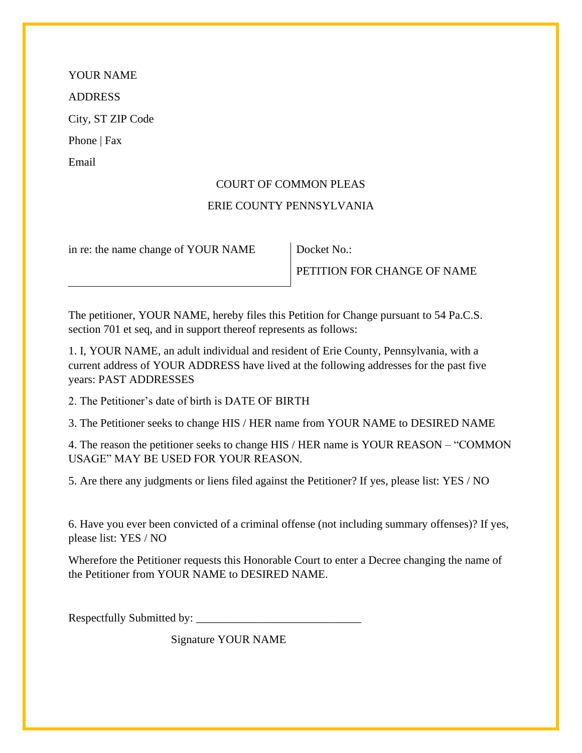YOUR NAME

ADDRESS

City, ST ZIP Code

Phone | Fax

Email

COURT OF COMMON PLEAS

ERIE COUNTY PENNSYLVANIA

| in re: the name change of YOUR NAME | Docket No.:<br>PETITION FOR CHANGE OF NAME |
|---|---|

The petitioner, YOUR NAME, hereby files this Petition for Change pursuant to 54 Pa.C.S. section 701 et seq, and in support thereof represents as follows:

1. I, YOUR NAME, an adult individual and resident of Erie County, Pennsylvania, with a current address of YOUR ADDRESS have lived at the following addresses for the past five years: PAST ADDRESSES

2. The Petitioner's date of birth is DATE OF BIRTH

3. The Petitioner seeks to change HIS / HER name from YOUR NAME to DESIRED NAME

4. The reason the petitioner seeks to change HIS / HER name is YOUR REASON – "COMMON USAGE" MAY BE USED FOR YOUR REASON.

5. Are there any judgments or liens filed against the Petitioner? If yes, please list: YES / NO

6. Have you ever been convicted of a criminal offense (not including summary offenses)? If yes, please list: YES / NO

Wherefore the Petitioner requests this Honorable Court to enter a Decree changing the name of the Petitioner from YOUR NAME to DESIRED NAME.

Respectfully Submitted by: ____________________________

Signature YOUR NAME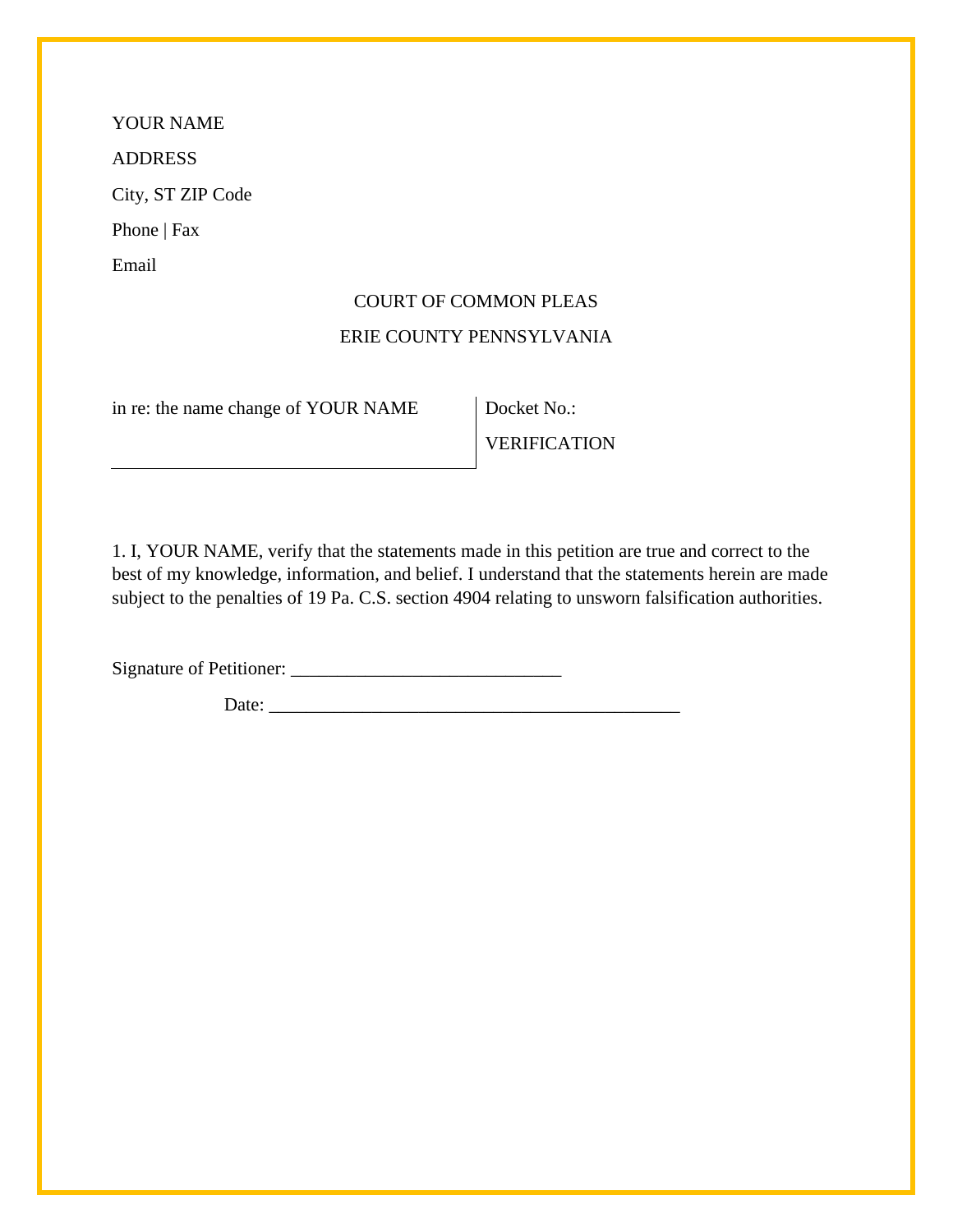YOUR NAME

ADDRESS

City, ST ZIP Code

Phone | Fax

Email

COURT OF COMMON PLEAS

ERIE COUNTY PENNSYLVANIA

| in re: the name change of YOUR NAME | Docket No.: |
| --- | --- |
| | VERIFICATION |

1. I, YOUR NAME, verify that the statements made in this petition are true and correct to the best of my knowledge, information, and belief. I understand that the statements herein are made subject to the penalties of 19 Pa. C.S. section 4904 relating to unsworn falsification authorities.

Signature of Petitioner: ____________________________

Date: ___________________________________________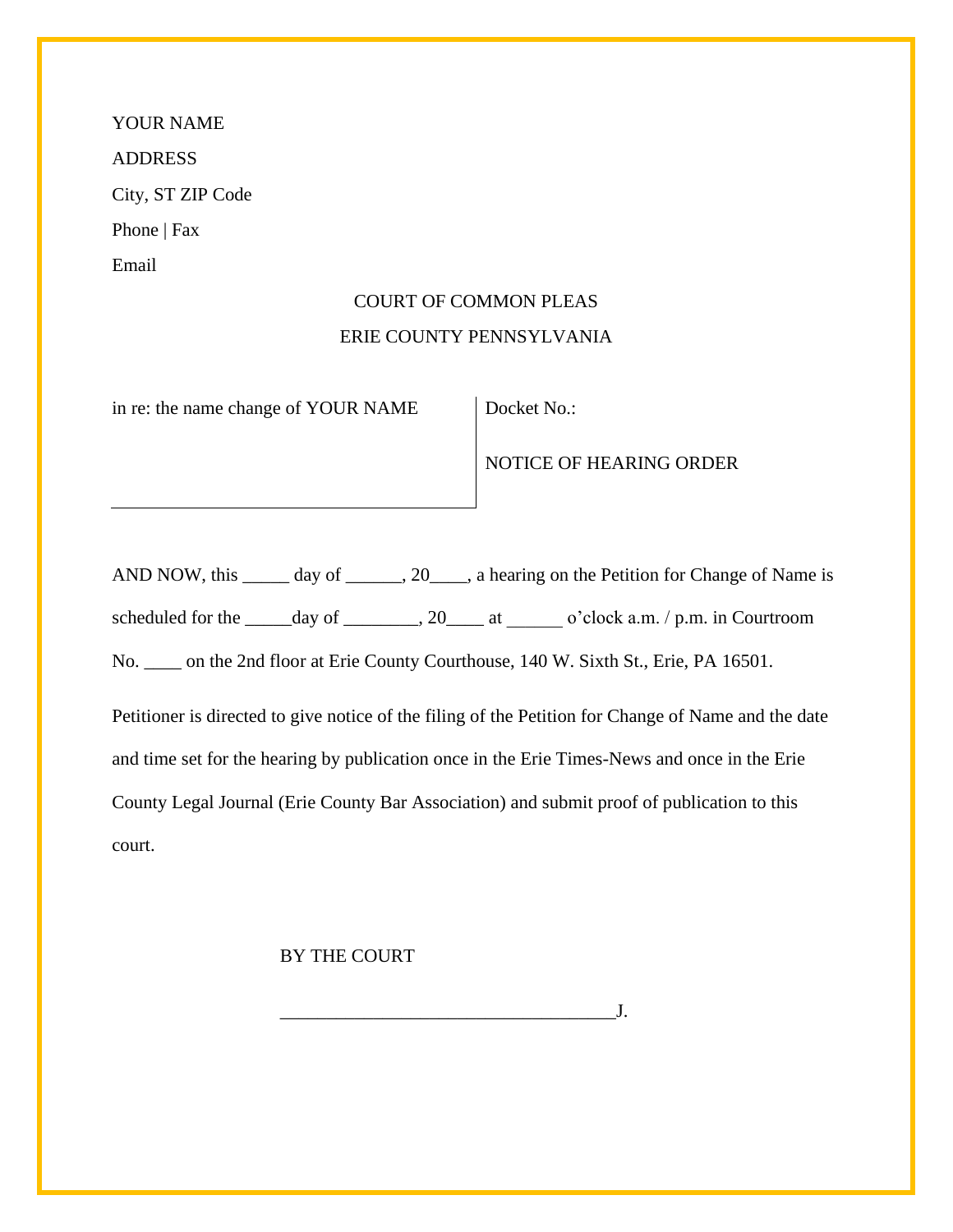YOUR NAME

ADDRESS

City, ST ZIP Code

Phone | Fax

Email

COURT OF COMMON PLEAS

ERIE COUNTY PENNSYLVANIA

| in re: the name change of YOUR NAME | Docket No.:<br><br>NOTICE OF HEARING ORDER |
|---|---|

AND NOW, this _____ day of ______, 20____, a hearing on the Petition for Change of Name is scheduled for the _____day of ________, 20____ at ______ o'clock a.m. / p.m. in Courtroom No. ____ on the 2nd floor at Erie County Courthouse, 140 W. Sixth St., Erie, PA 16501.

Petitioner is directed to give notice of the filing of the Petition for Change of Name and the date and time set for the hearing by publication once in the Erie Times-News and once in the Erie County Legal Journal (Erie County Bar Association) and submit proof of publication to this court.

BY THE COURT

___________________________________J.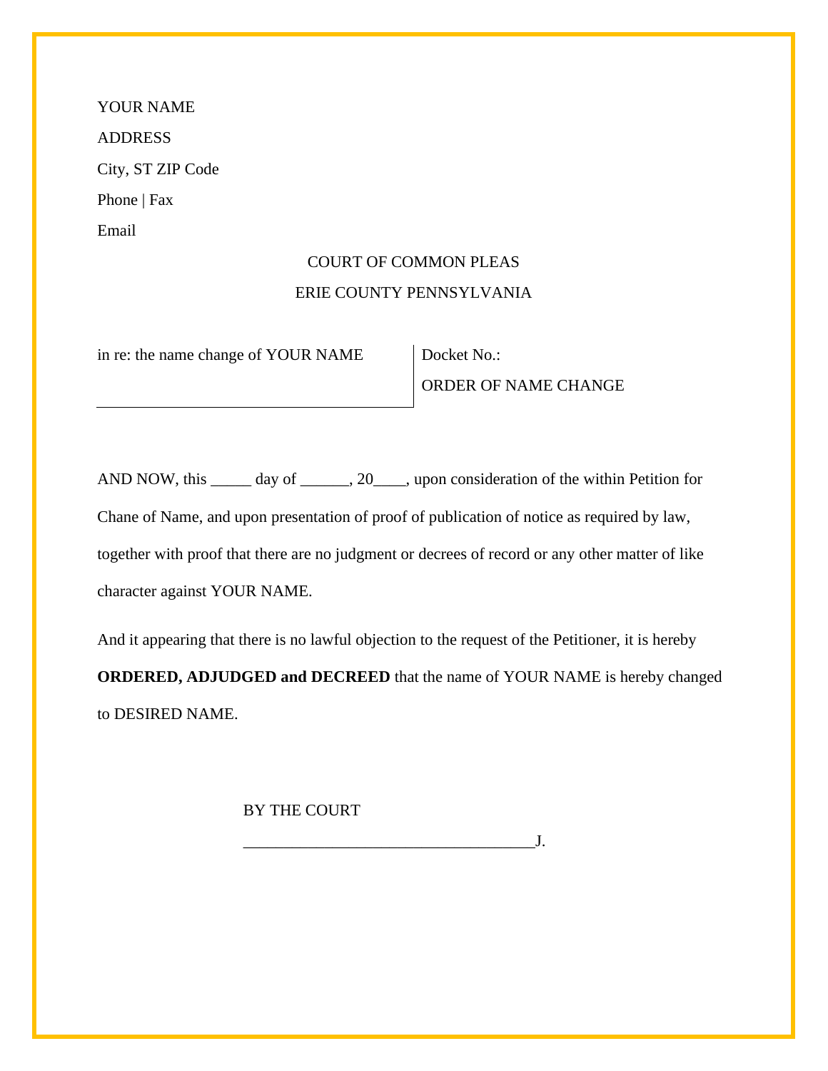YOUR NAME

ADDRESS

City, ST ZIP Code

Phone | Fax

Email

COURT OF COMMON PLEAS

ERIE COUNTY PENNSYLVANIA

| in re: the name change of YOUR NAME | Docket No.:<br>ORDER OF NAME CHANGE |
|---|---|

AND NOW, this _____ day of ______, 20____, upon consideration of the within Petition for Chane of Name, and upon presentation of proof of publication of notice as required by law, together with proof that there are no judgment or decrees of record or any other matter of like character against YOUR NAME.

And it appearing that there is no lawful objection to the request of the Petitioner, it is hereby **ORDERED, ADJUDGED and DECREED** that the name of YOUR NAME is hereby changed to DESIRED NAME.

BY THE COURT

___________________________________J.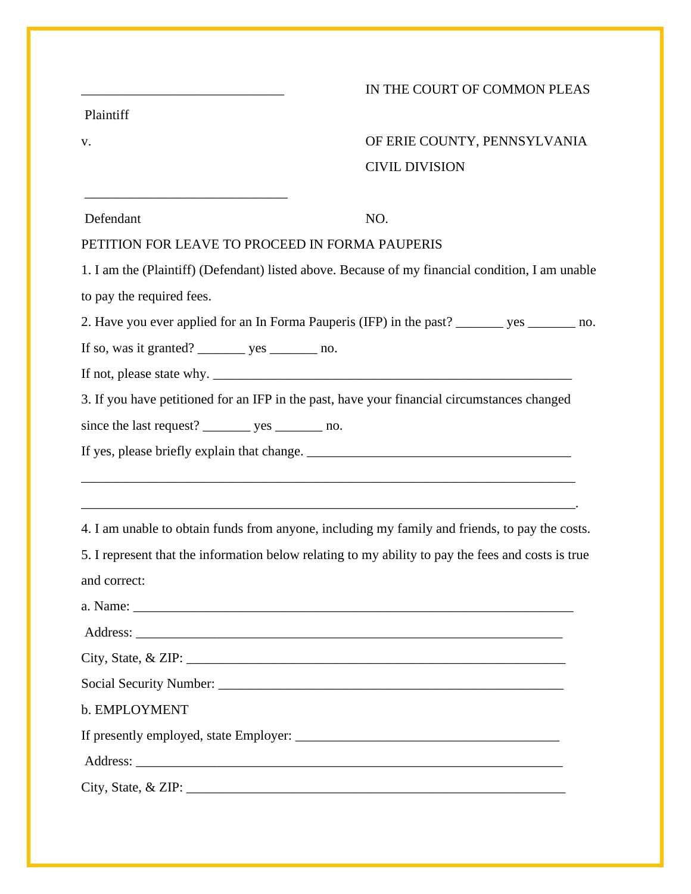______________________________ IN THE COURT OF COMMON PLEAS

Plaintiff

v. OF ERIE COUNTY, PENNSYLVANIA

CIVIL DIVISION

______________________________

Defendant NO.

PETITION FOR LEAVE TO PROCEED IN FORMA PAUPERIS

1. I am the (Plaintiff) (Defendant) listed above. Because of my financial condition, I am unable to pay the required fees.

2. Have you ever applied for an In Forma Pauperis (IFP) in the past? _______ yes _______ no.

If so, was it granted? _______ yes _______ no.

If not, please state why. _______________________________________________________

3. If you have petitioned for an IFP in the past, have your financial circumstances changed since the last request? _______ yes _______ no.

If yes, please briefly explain that change. _______________________________________

___________________________________________________________________________

___________________________________________________________________________.

4. I am unable to obtain funds from anyone, including my family and friends, to pay the costs.

5. I represent that the information below relating to my ability to pay the fees and costs is true and correct:

a. Name: ___________________________________________________________________

Address: _________________________________________________________________

City, State, & ZIP: _________________________________________________________

Social Security Number: ____________________________________________________

b. EMPLOYMENT

If presently employed, state Employer: ________________________________________

Address: _________________________________________________________________

City, State, & ZIP: _________________________________________________________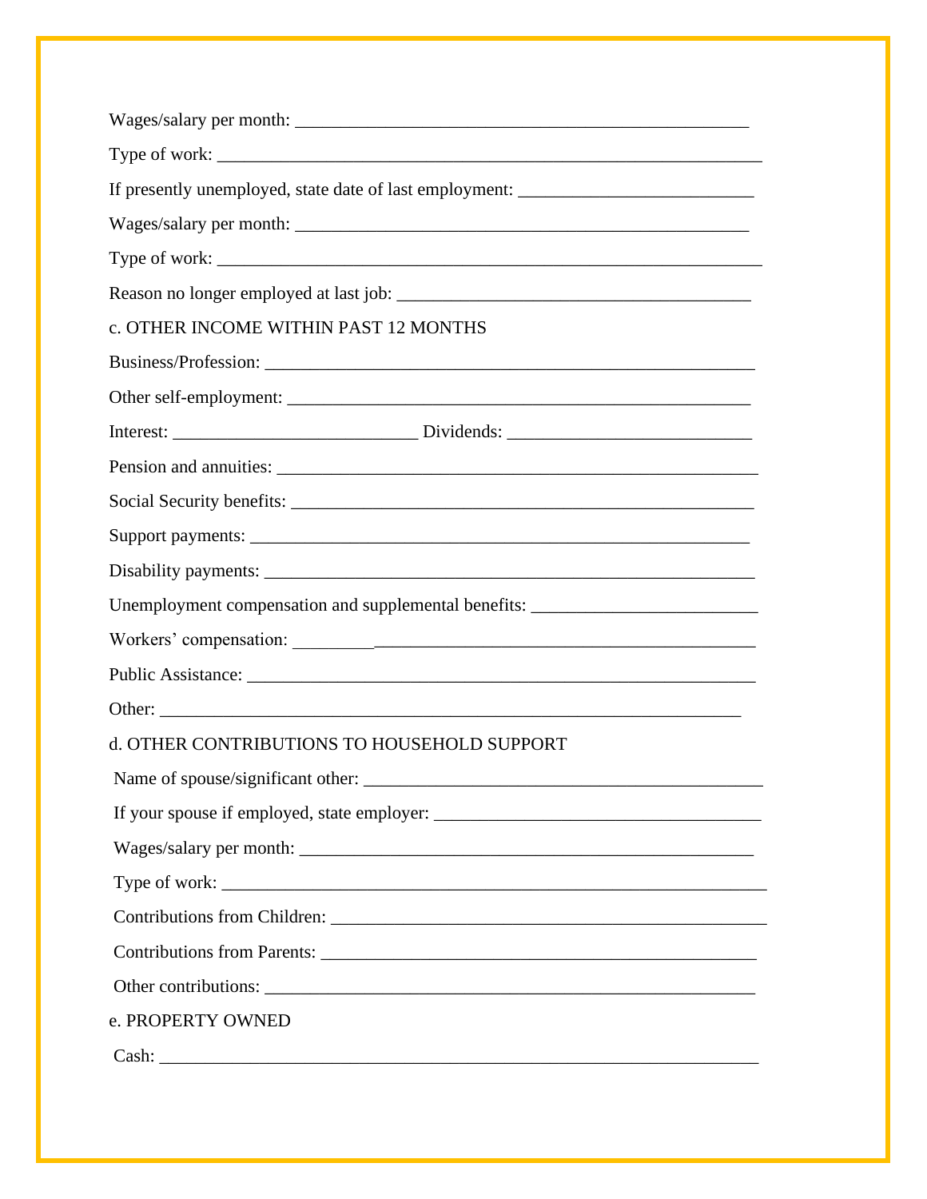Wages/salary per month: ___________________________________________________

Type of work: ______________________________________________________________

If presently unemployed, state date of last employment: __________________________

Wages/salary per month: ___________________________________________________

Type of work: ______________________________________________________________

Reason no longer employed at last job: ________________________________________

c. OTHER INCOME WITHIN PAST 12 MONTHS

Business/Profession: _______________________________________________________

Other self-employment: _____________________________________________________

Interest: ___________________________ Dividends: ___________________________

Pension and annuities: ______________________________________________________

Social Security benefits: ____________________________________________________

Support payments: _________________________________________________________

Disability payments: _______________________________________________________

Unemployment compensation and supplemental benefits: _________________________

Workers' compensation: _____________________________________________________

Public Assistance: __________________________________________________________

Other: ____________________________________________________________________

d. OTHER CONTRIBUTIONS TO HOUSEHOLD SUPPORT

Name of spouse/significant other: _____________________________________________

If your spouse if employed, state employer: _____________________________________

Wages/salary per month: ___________________________________________________

Type of work: ______________________________________________________________

Contributions from Children: _________________________________________________

Contributions from Parents: _________________________________________________

Other contributions: _______________________________________________________

e. PROPERTY OWNED

Cash: _____________________________________________________________________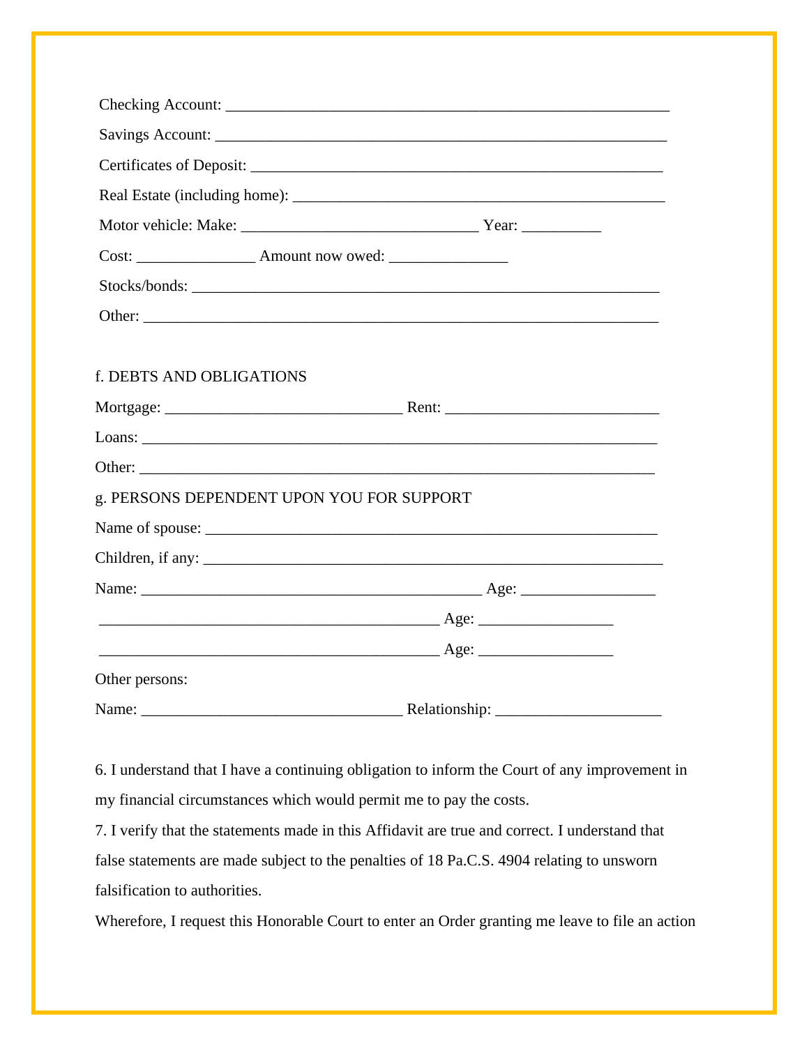Checking Account: ___________________________________________________________

Savings Account: ____________________________________________________________

Certificates of Deposit: _______________________________________________________

Real Estate (including home): __________________________________________________

Motor vehicle: Make: _______________________________ Year: __________

Cost: _______________ Amount now owed: _______________

Stocks/bonds: ______________________________________________________________

Other: ____________________________________________________________________

f. DEBTS AND OBLIGATIONS

Mortgage: _______________________________ Rent: ____________________________

Loans: ____________________________________________________________________

Other: ____________________________________________________________________

g. PERSONS DEPENDENT UPON YOU FOR SUPPORT

Name of spouse: _____________________________________________________________

Children, if any: _____________________________________________________________

Name: ____________________________________________ Age: _________________

____________________________________________ Age: _________________

____________________________________________ Age: _________________

Other persons:

Name: __________________________________ Relationship: _____________________

6. I understand that I have a continuing obligation to inform the Court of any improvement in my financial circumstances which would permit me to pay the costs.

7. I verify that the statements made in this Affidavit are true and correct. I understand that false statements are made subject to the penalties of 18 Pa.C.S. 4904 relating to unsworn falsification to authorities.

Wherefore, I request this Honorable Court to enter an Order granting me leave to file an action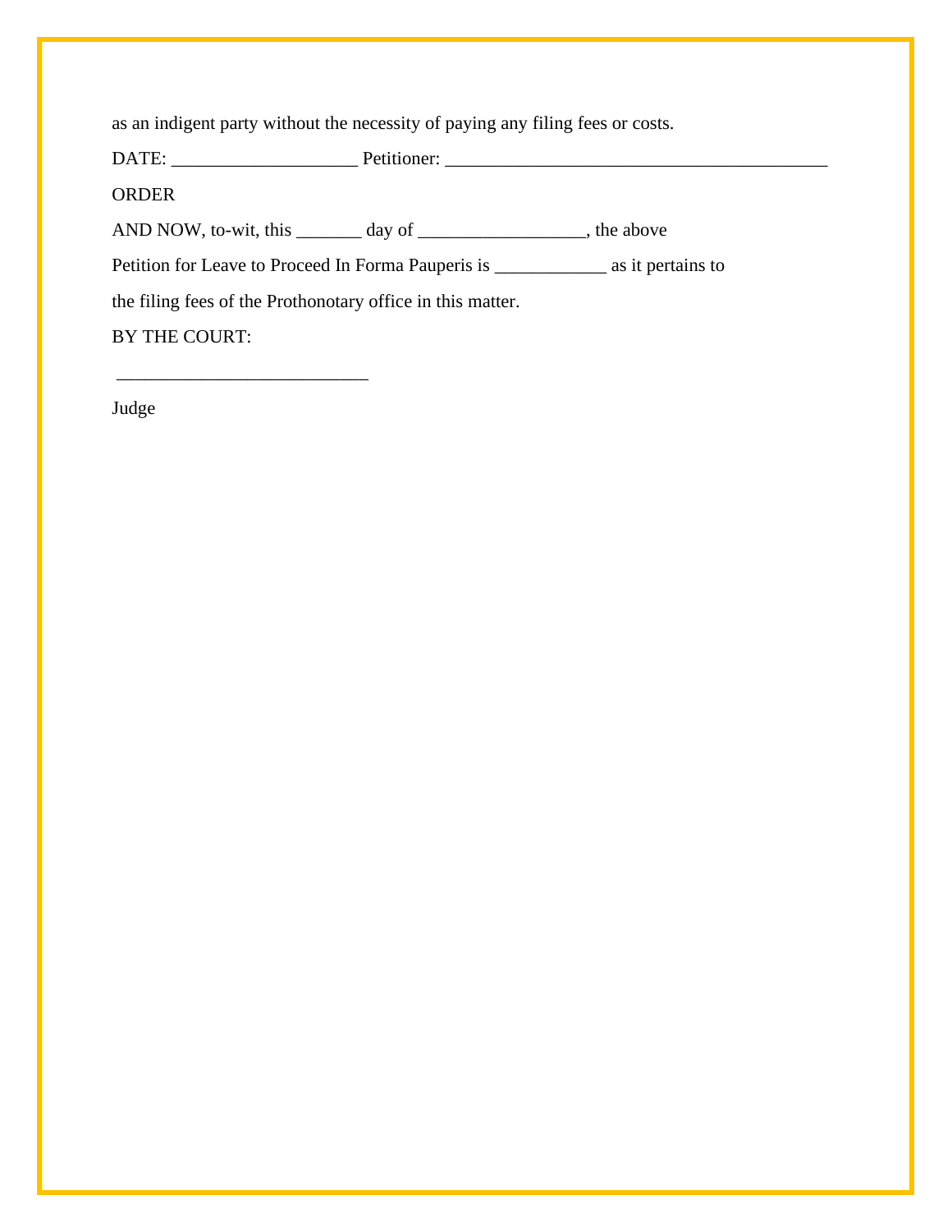as an indigent party without the necessity of paying any filing fees or costs.

DATE: ____________________ Petitioner: __________________________________________

ORDER

AND NOW, to-wit, this _______ day of __________________, the above

Petition for Leave to Proceed In Forma Pauperis is ____________ as it pertains to

the filing fees of the Prothonotary office in this matter.

BY THE COURT:

___________________________

Judge